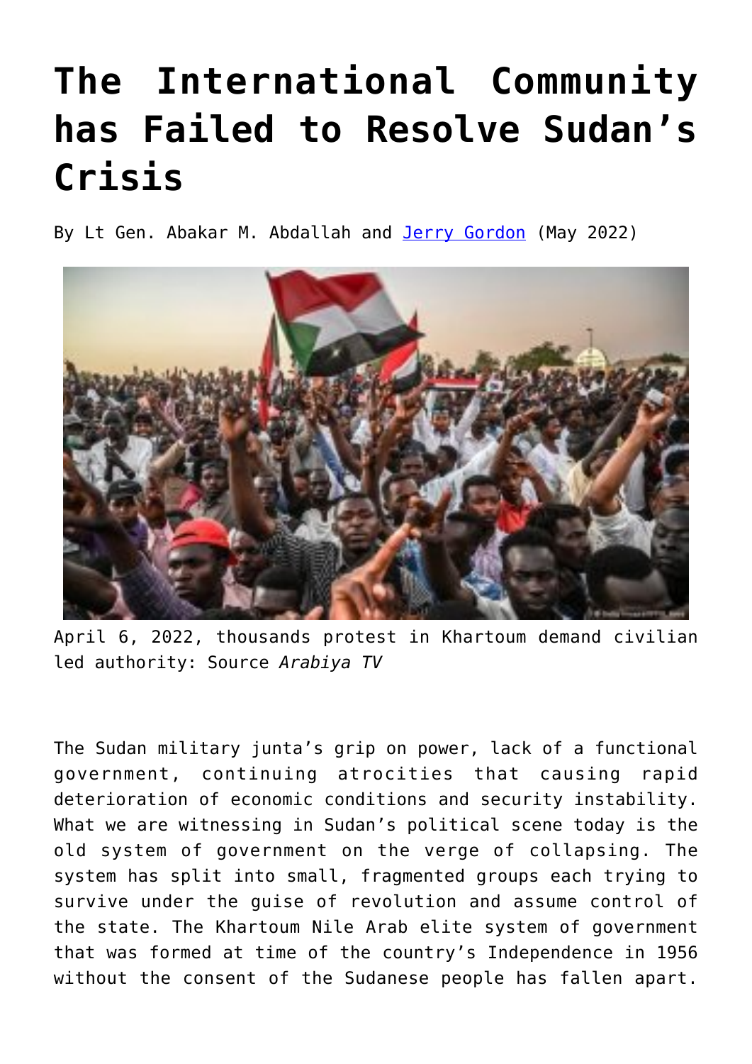# The International Community has Failed to Resolve Sudan's Crisis

By Lt Gen. Abakar M. Abdallah and [Jerry Gordon](Jerry Gordon) (May 2022)

April 6, 2022, thousands protest in Khartoum demand civilian led authority: Source *Arabiya TV*

The Sudan military junta's grip on power, lack of a functional government, continuing atrocities that causing rapid deterioration of economic conditions and security instability. What we are witnessing in Sudan's political scene today is the old system of government on the verge of collapsing. The system has split into small, fragmented groups each trying to survive under the guise of revolution and assume control of the state. The Khartoum Nile Arab elite system of government that was formed at time of the country's Independence in 1956 without the consent of the Sudanese people has fallen apart.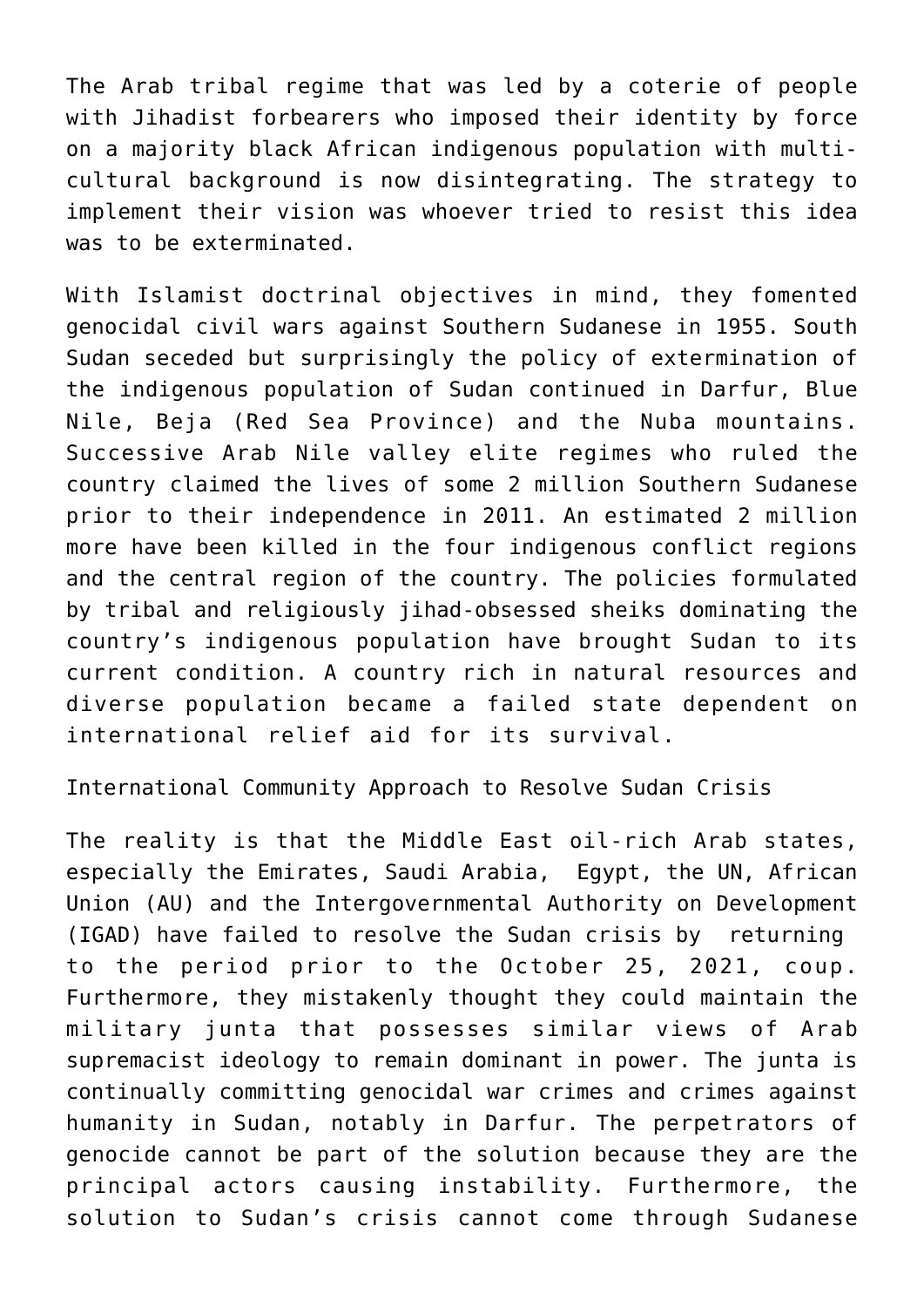The Arab tribal regime that was led by a coterie of people with Jihadist forbearers who imposed their identity by force on a majority black African indigenous population with multi-cultural background is now disintegrating. The strategy to implement their vision was whoever tried to resist this idea was to be exterminated.

With Islamist doctrinal objectives in mind, they fomented genocidal civil wars against Southern Sudanese in 1955. South Sudan seceded but surprisingly the policy of extermination of the indigenous population of Sudan continued in Darfur, Blue Nile, Beja (Red Sea Province) and the Nuba mountains. Successive Arab Nile valley elite regimes who ruled the country claimed the lives of some 2 million Southern Sudanese prior to their independence in 2011. An estimated 2 million more have been killed in the four indigenous conflict regions and the central region of the country. The policies formulated by tribal and religiously jihad-obsessed sheiks dominating the country's indigenous population have brought Sudan to its current condition. A country rich in natural resources and diverse population became a failed state dependent on international relief aid for its survival.

## International Community Approach to Resolve Sudan Crisis

The reality is that the Middle East oil-rich Arab states, especially the Emirates, Saudi Arabia, Egypt, the UN, African Union (AU) and the Intergovernmental Authority on Development (IGAD) have failed to resolve the Sudan crisis by returning to the period prior to the October 25, 2021, coup. Furthermore, they mistakenly thought they could maintain the military junta that possesses similar views of Arab supremacist ideology to remain dominant in power. The junta is continually committing genocidal war crimes and crimes against humanity in Sudan, notably in Darfur. The perpetrators of genocide cannot be part of the solution because they are the principal actors causing instability. Furthermore, the solution to Sudan's crisis cannot come through Sudanese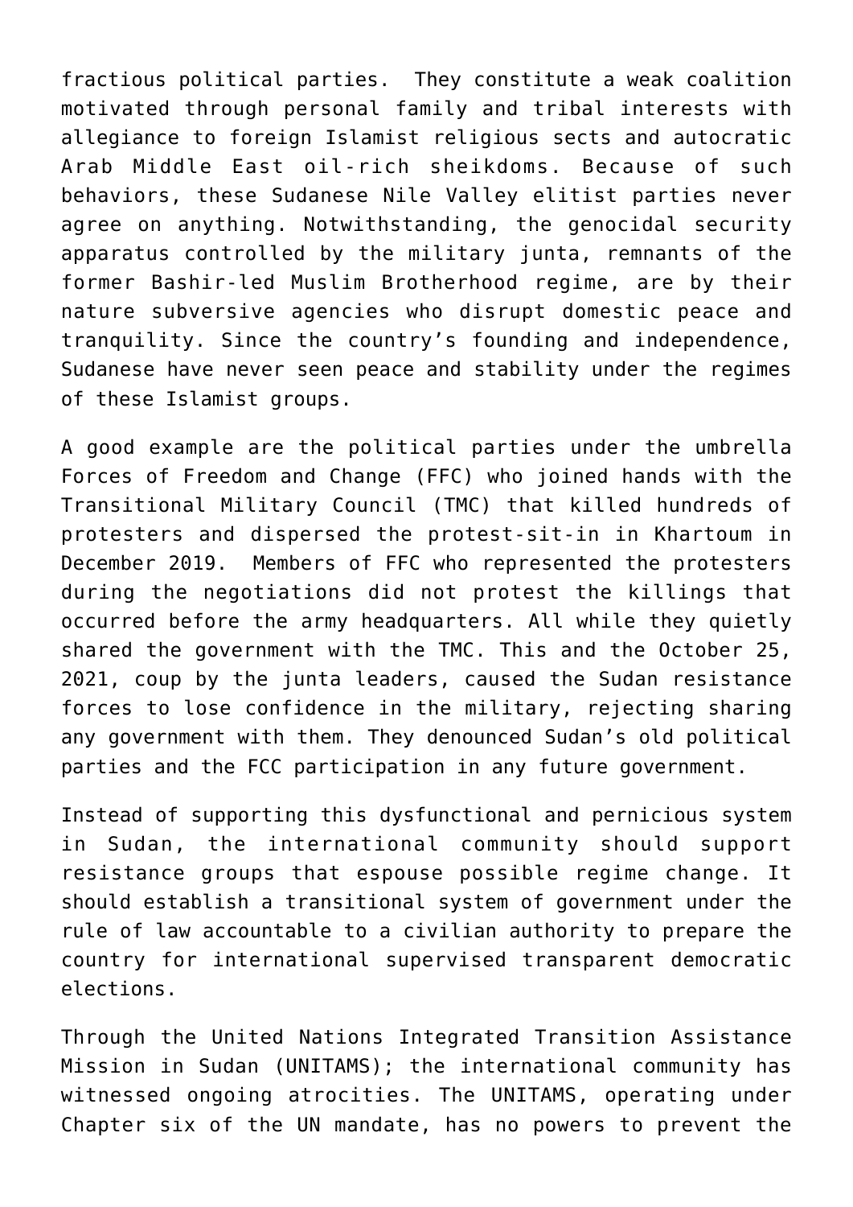fractious political parties. They constitute a weak coalition motivated through personal family and tribal interests with allegiance to foreign Islamist religious sects and autocratic Arab Middle East oil-rich sheikdoms. Because of such behaviors, these Sudanese Nile Valley elitist parties never agree on anything. Notwithstanding, the genocidal security apparatus controlled by the military junta, remnants of the former Bashir-led Muslim Brotherhood regime, are by their nature subversive agencies who disrupt domestic peace and tranquility. Since the country's founding and independence, Sudanese have never seen peace and stability under the regimes of these Islamist groups.

A good example are the political parties under the umbrella Forces of Freedom and Change (FFC) who joined hands with the Transitional Military Council (TMC) that killed hundreds of protesters and dispersed the protest-sit-in in Khartoum in December 2019. Members of FFC who represented the protesters during the negotiations did not protest the killings that occurred before the army headquarters. All while they quietly shared the government with the TMC. This and the October 25, 2021, coup by the junta leaders, caused the Sudan resistance forces to lose confidence in the military, rejecting sharing any government with them. They denounced Sudan's old political parties and the FCC participation in any future government.

Instead of supporting this dysfunctional and pernicious system in Sudan, the international community should support resistance groups that espouse possible regime change. It should establish a transitional system of government under the rule of law accountable to a civilian authority to prepare the country for international supervised transparent democratic elections.

Through the United Nations Integrated Transition Assistance Mission in Sudan (UNITAMS); the international community has witnessed ongoing atrocities. The UNITAMS, operating under Chapter six of the UN mandate, has no powers to prevent the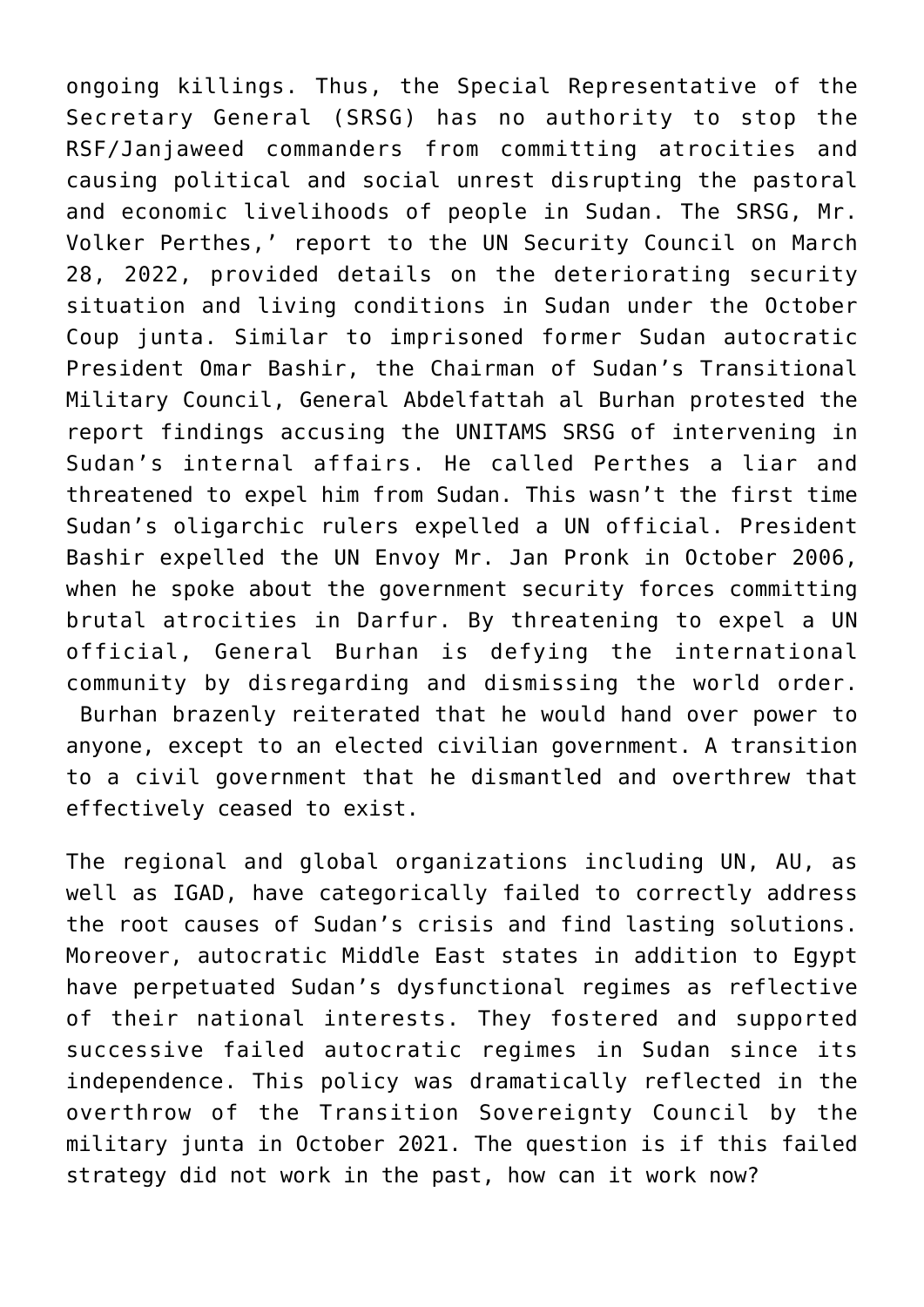ongoing killings. Thus, the Special Representative of the Secretary General (SRSG) has no authority to stop the RSF/Janjaweed commanders from committing atrocities and causing political and social unrest disrupting the pastoral and economic livelihoods of people in Sudan. The SRSG, Mr. Volker Perthes,' report to the UN Security Council on March 28, 2022, provided details on the deteriorating security situation and living conditions in Sudan under the October Coup junta. Similar to imprisoned former Sudan autocratic President Omar Bashir, the Chairman of Sudan's Transitional Military Council, General Abdelfattah al Burhan protested the report findings accusing the UNITAMS SRSG of intervening in Sudan's internal affairs. He called Perthes a liar and threatened to expel him from Sudan. This wasn't the first time Sudan's oligarchic rulers expelled a UN official. President Bashir expelled the UN Envoy Mr. Jan Pronk in October 2006, when he spoke about the government security forces committing brutal atrocities in Darfur. By threatening to expel a UN official, General Burhan is defying the international community by disregarding and dismissing the world order. Burhan brazenly reiterated that he would hand over power to anyone, except to an elected civilian government. A transition to a civil government that he dismantled and overthrew that effectively ceased to exist.

The regional and global organizations including UN, AU, as well as IGAD, have categorically failed to correctly address the root causes of Sudan's crisis and find lasting solutions. Moreover, autocratic Middle East states in addition to Egypt have perpetuated Sudan's dysfunctional regimes as reflective of their national interests. They fostered and supported successive failed autocratic regimes in Sudan since its independence. This policy was dramatically reflected in the overthrow of the Transition Sovereignty Council by the military junta in October 2021. The question is if this failed strategy did not work in the past, how can it work now?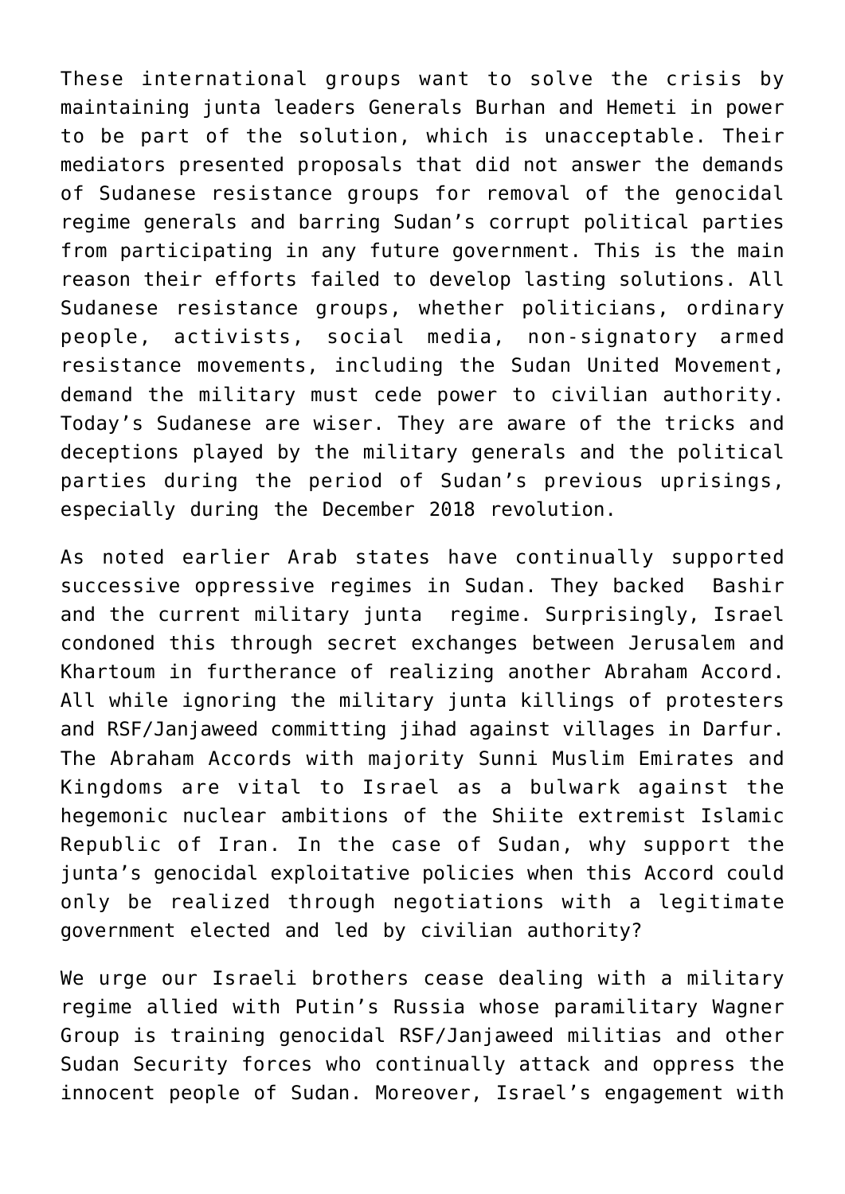These international groups want to solve the crisis by maintaining junta leaders Generals Burhan and Hemeti in power to be part of the solution, which is unacceptable. Their mediators presented proposals that did not answer the demands of Sudanese resistance groups for removal of the genocidal regime generals and barring Sudan's corrupt political parties from participating in any future government. This is the main reason their efforts failed to develop lasting solutions. All Sudanese resistance groups, whether politicians, ordinary people, activists, social media, non-signatory armed resistance movements, including the Sudan United Movement, demand the military must cede power to civilian authority. Today's Sudanese are wiser. They are aware of the tricks and deceptions played by the military generals and the political parties during the period of Sudan's previous uprisings, especially during the December 2018 revolution.

As noted earlier Arab states have continually supported successive oppressive regimes in Sudan. They backed Bashir and the current military junta regime. Surprisingly, Israel condoned this through secret exchanges between Jerusalem and Khartoum in furtherance of realizing another Abraham Accord. All while ignoring the military junta killings of protesters and RSF/Janjaweed committing jihad against villages in Darfur. The Abraham Accords with majority Sunni Muslim Emirates and Kingdoms are vital to Israel as a bulwark against the hegemonic nuclear ambitions of the Shiite extremist Islamic Republic of Iran. In the case of Sudan, why support the junta's genocidal exploitative policies when this Accord could only be realized through negotiations with a legitimate government elected and led by civilian authority?

We urge our Israeli brothers cease dealing with a military regime allied with Putin's Russia whose paramilitary Wagner Group is training genocidal RSF/Janjaweed militias and other Sudan Security forces who continually attack and oppress the innocent people of Sudan. Moreover, Israel's engagement with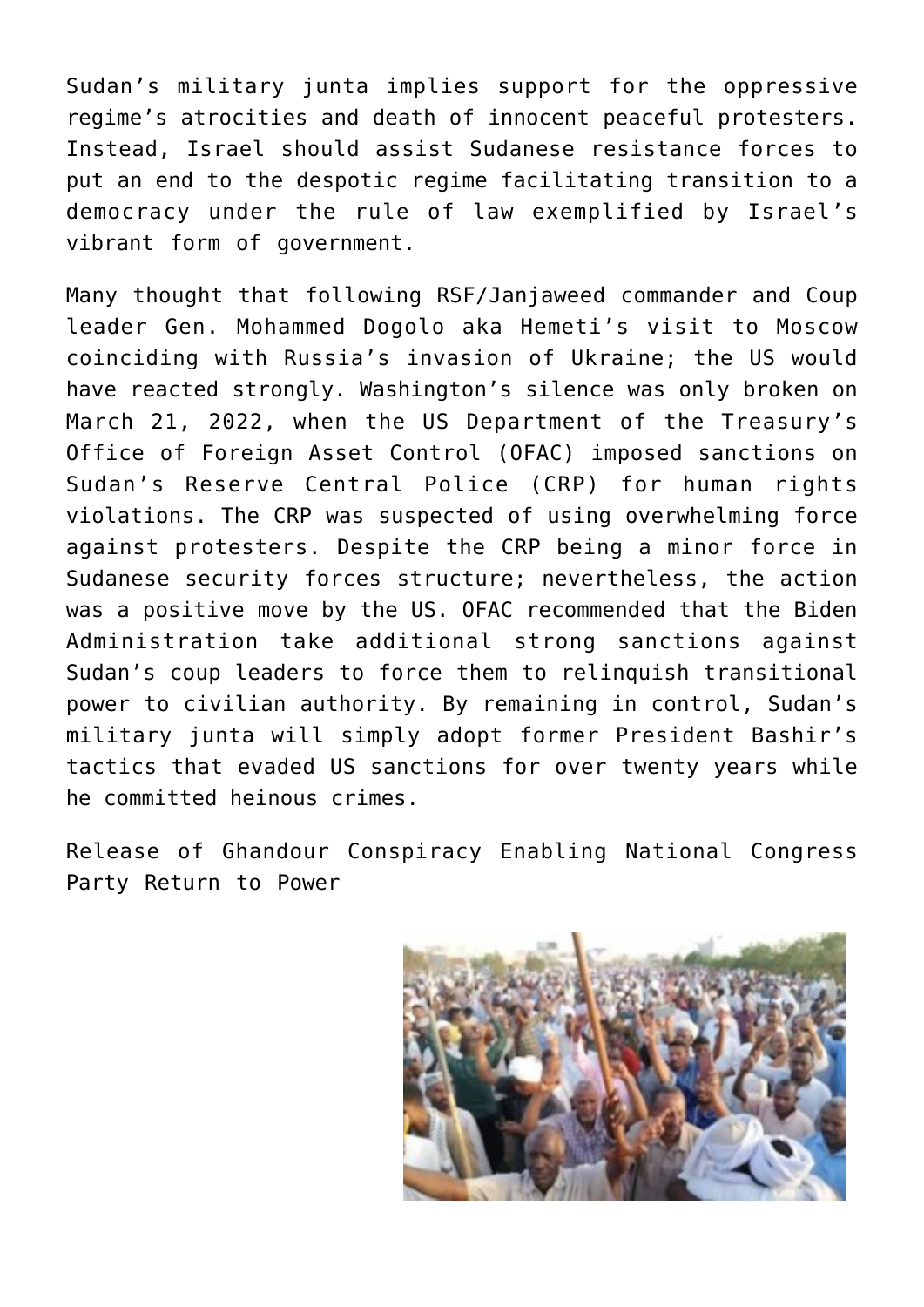Sudan's military junta implies support for the oppressive regime's atrocities and death of innocent peaceful protesters. Instead, Israel should assist Sudanese resistance forces to put an end to the despotic regime facilitating transition to a democracy under the rule of law exemplified by Israel's vibrant form of government.

Many thought that following RSF/Janjaweed commander and Coup leader Gen. Mohammed Dogolo aka Hemeti's visit to Moscow coinciding with Russia's invasion of Ukraine; the US would have reacted strongly. Washington's silence was only broken on March 21, 2022, when the US Department of the Treasury's Office of Foreign Asset Control (OFAC) imposed sanctions on Sudan's Reserve Central Police (CRP) for human rights violations. The CRP was suspected of using overwhelming force against protesters. Despite the CRP being a minor force in Sudanese security forces structure; nevertheless, the action was a positive move by the US. OFAC recommended that the Biden Administration take additional strong sanctions against Sudan's coup leaders to force them to relinquish transitional power to civilian authority. By remaining in control, Sudan's military junta will simply adopt former President Bashir's tactics that evaded US sanctions for over twenty years while he committed heinous crimes.

Release of Ghandour Conspiracy Enabling National Congress Party Return to Power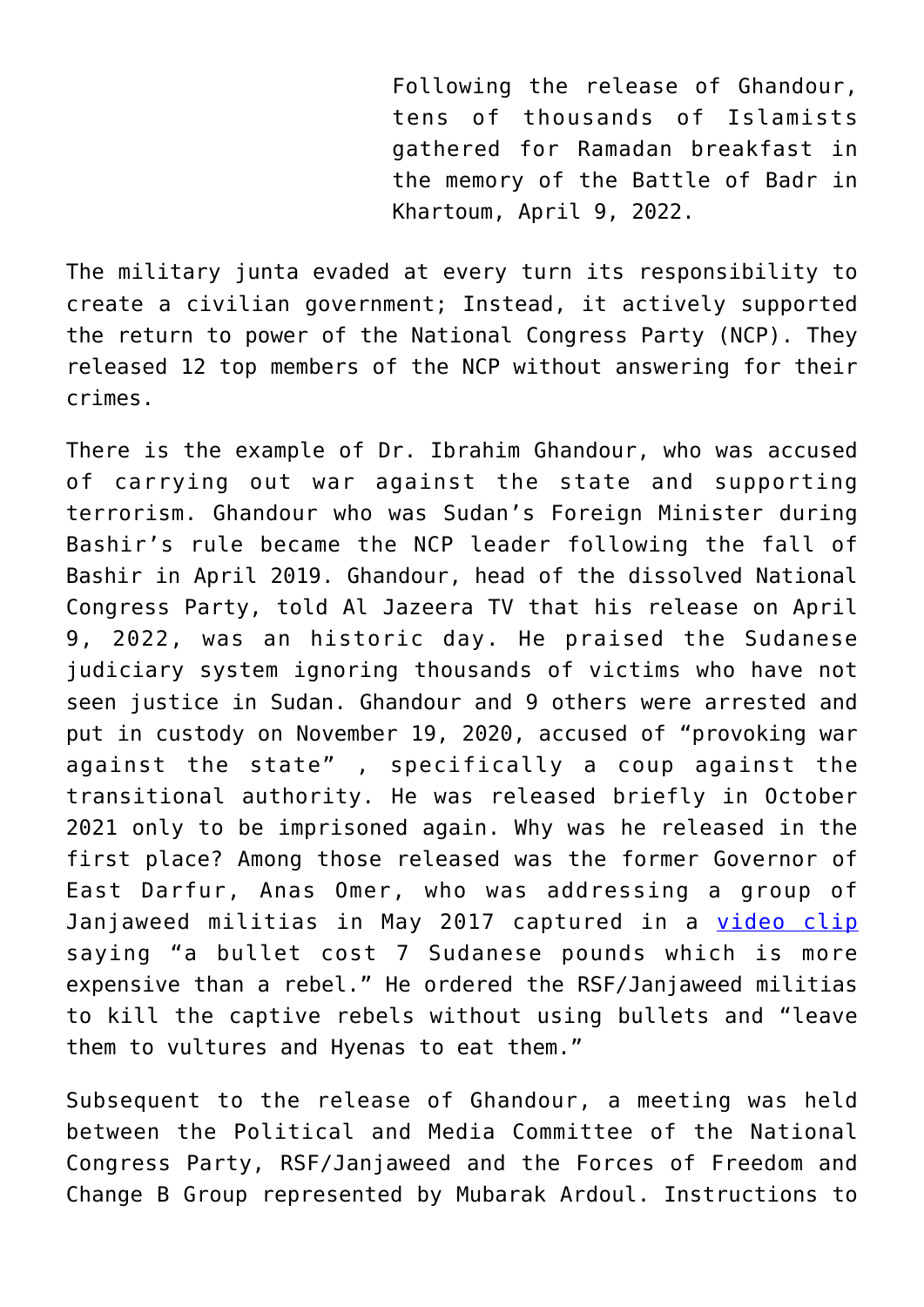Following the release of Ghandour, tens of thousands of Islamists gathered for Ramadan breakfast in the memory of the Battle of Badr in Khartoum, April 9, 2022.

The military junta evaded at every turn its responsibility to create a civilian government; Instead, it actively supported the return to power of the National Congress Party (NCP). They released 12 top members of the NCP without answering for their crimes.

There is the example of Dr. Ibrahim Ghandour, who was accused of carrying out war against the state and supporting terrorism. Ghandour who was Sudan's Foreign Minister during Bashir's rule became the NCP leader following the fall of Bashir in April 2019. Ghandour, head of the dissolved National Congress Party, told Al Jazeera TV that his release on April 9, 2022, was an historic day. He praised the Sudanese judiciary system ignoring thousands of victims who have not seen justice in Sudan. Ghandour and 9 others were arrested and put in custody on November 19, 2020, accused of "provoking war against the state" , specifically a coup against the transitional authority. He was released briefly in October 2021 only to be imprisoned again. Why was he released in the first place? Among those released was the former Governor of East Darfur, Anas Omer, who was addressing a group of Janjaweed militias in May 2017 captured in a video clip saying "a bullet cost 7 Sudanese pounds which is more expensive than a rebel." He ordered the RSF/Janjaweed militias to kill the captive rebels without using bullets and "leave them to vultures and Hyenas to eat them."

Subsequent to the release of Ghandour, a meeting was held between the Political and Media Committee of the National Congress Party, RSF/Janjaweed and the Forces of Freedom and Change B Group represented by Mubarak Ardoul. Instructions to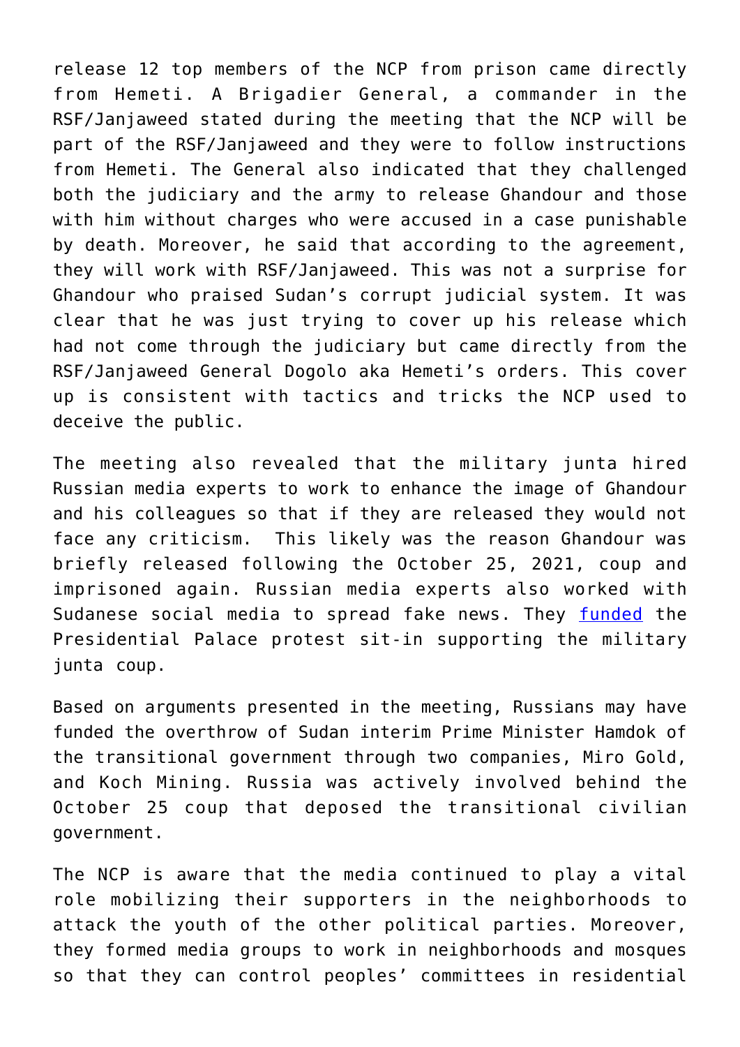release 12 top members of the NCP from prison came directly from Hemeti. A Brigadier General, a commander in the RSF/Janjaweed stated during the meeting that the NCP will be part of the RSF/Janjaweed and they were to follow instructions from Hemeti. The General also indicated that they challenged both the judiciary and the army to release Ghandour and those with him without charges who were accused in a case punishable by death. Moreover, he said that according to the agreement, they will work with RSF/Janjaweed. This was not a surprise for Ghandour who praised Sudan's corrupt judicial system. It was clear that he was just trying to cover up his release which had not come through the judiciary but came directly from the RSF/Janjaweed General Dogolo aka Hemeti's orders. This cover up is consistent with tactics and tricks the NCP used to deceive the public.

The meeting also revealed that the military junta hired Russian media experts to work to enhance the image of Ghandour and his colleagues so that if they are released they would not face any criticism. This likely was the reason Ghandour was briefly released following the October 25, 2021, coup and imprisoned again. Russian media experts also worked with Sudanese social media to spread fake news. They funded the Presidential Palace protest sit-in supporting the military junta coup.

Based on arguments presented in the meeting, Russians may have funded the overthrow of Sudan interim Prime Minister Hamdok of the transitional government through two companies, Miro Gold, and Koch Mining. Russia was actively involved behind the October 25 coup that deposed the transitional civilian government.

The NCP is aware that the media continued to play a vital role mobilizing their supporters in the neighborhoods to attack the youth of the other political parties. Moreover, they formed media groups to work in neighborhoods and mosques so that they can control peoples' committees in residential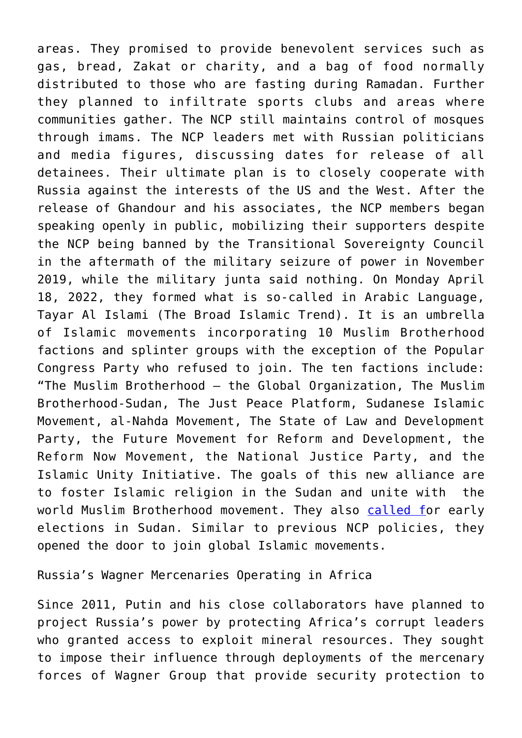areas. They promised to provide benevolent services such as gas, bread, Zakat or charity, and a bag of food normally distributed to those who are fasting during Ramadan. Further they planned to infiltrate sports clubs and areas where communities gather. The NCP still maintains control of mosques through imams. The NCP leaders met with Russian politicians and media figures, discussing dates for release of all detainees. Their ultimate plan is to closely cooperate with Russia against the interests of the US and the West. After the release of Ghandour and his associates, the NCP members began speaking openly in public, mobilizing their supporters despite the NCP being banned by the Transitional Sovereignty Council in the aftermath of the military seizure of power in November 2019, while the military junta said nothing. On Monday April 18, 2022, they formed what is so-called in Arabic Language, Tayar Al Islami (The Broad Islamic Trend). It is an umbrella of Islamic movements incorporating 10 Muslim Brotherhood factions and splinter groups with the exception of the Popular Congress Party who refused to join. The ten factions include: "The Muslim Brotherhood – the Global Organization, The Muslim Brotherhood-Sudan, The Just Peace Platform, Sudanese Islamic Movement, al-Nahda Movement, The State of Law and Development Party, the Future Movement for Reform and Development, the Reform Now Movement, the National Justice Party, and the Islamic Unity Initiative. The goals of this new alliance are to foster Islamic religion in the Sudan and unite with the world Muslim Brotherhood movement. They also called for early elections in Sudan. Similar to previous NCP policies, they opened the door to join global Islamic movements.

Russia's Wagner Mercenaries Operating in Africa

Since 2011, Putin and his close collaborators have planned to project Russia's power by protecting Africa's corrupt leaders who granted access to exploit mineral resources. They sought to impose their influence through deployments of the mercenary forces of Wagner Group that provide security protection to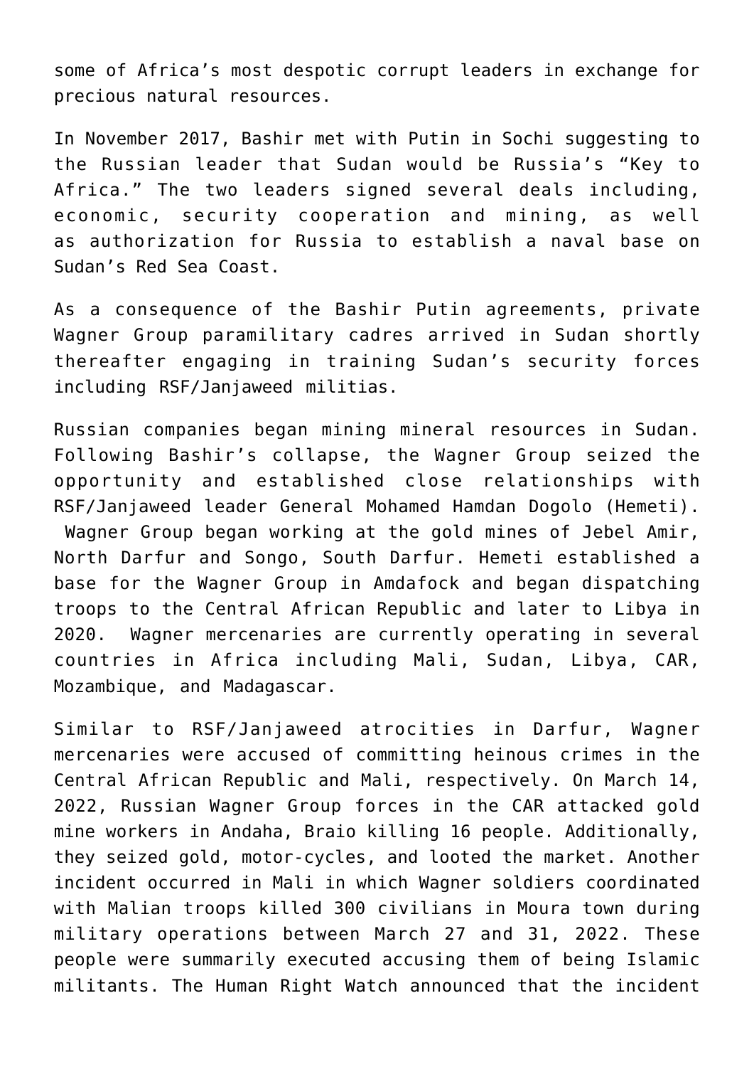some of Africa's most despotic corrupt leaders in exchange for precious natural resources.

In November 2017, Bashir met with Putin in Sochi suggesting to the Russian leader that Sudan would be Russia's "Key to Africa." The two leaders signed several deals including, economic, security cooperation and mining, as well as authorization for Russia to establish a naval base on Sudan's Red Sea Coast.

As a consequence of the Bashir Putin agreements, private Wagner Group paramilitary cadres arrived in Sudan shortly thereafter engaging in training Sudan's security forces including RSF/Janjaweed militias.

Russian companies began mining mineral resources in Sudan. Following Bashir's collapse, the Wagner Group seized the opportunity and established close relationships with RSF/Janjaweed leader General Mohamed Hamdan Dogolo (Hemeti). Wagner Group began working at the gold mines of Jebel Amir, North Darfur and Songo, South Darfur. Hemeti established a base for the Wagner Group in Amdafock and began dispatching troops to the Central African Republic and later to Libya in 2020. Wagner mercenaries are currently operating in several countries in Africa including Mali, Sudan, Libya, CAR, Mozambique, and Madagascar.

Similar to RSF/Janjaweed atrocities in Darfur, Wagner mercenaries were accused of committing heinous crimes in the Central African Republic and Mali, respectively. On March 14, 2022, Russian Wagner Group forces in the CAR attacked gold mine workers in Andaha, Braio killing 16 people. Additionally, they seized gold, motor-cycles, and looted the market. Another incident occurred in Mali in which Wagner soldiers coordinated with Malian troops killed 300 civilians in Moura town during military operations between March 27 and 31, 2022. These people were summarily executed accusing them of being Islamic militants. The Human Right Watch announced that the incident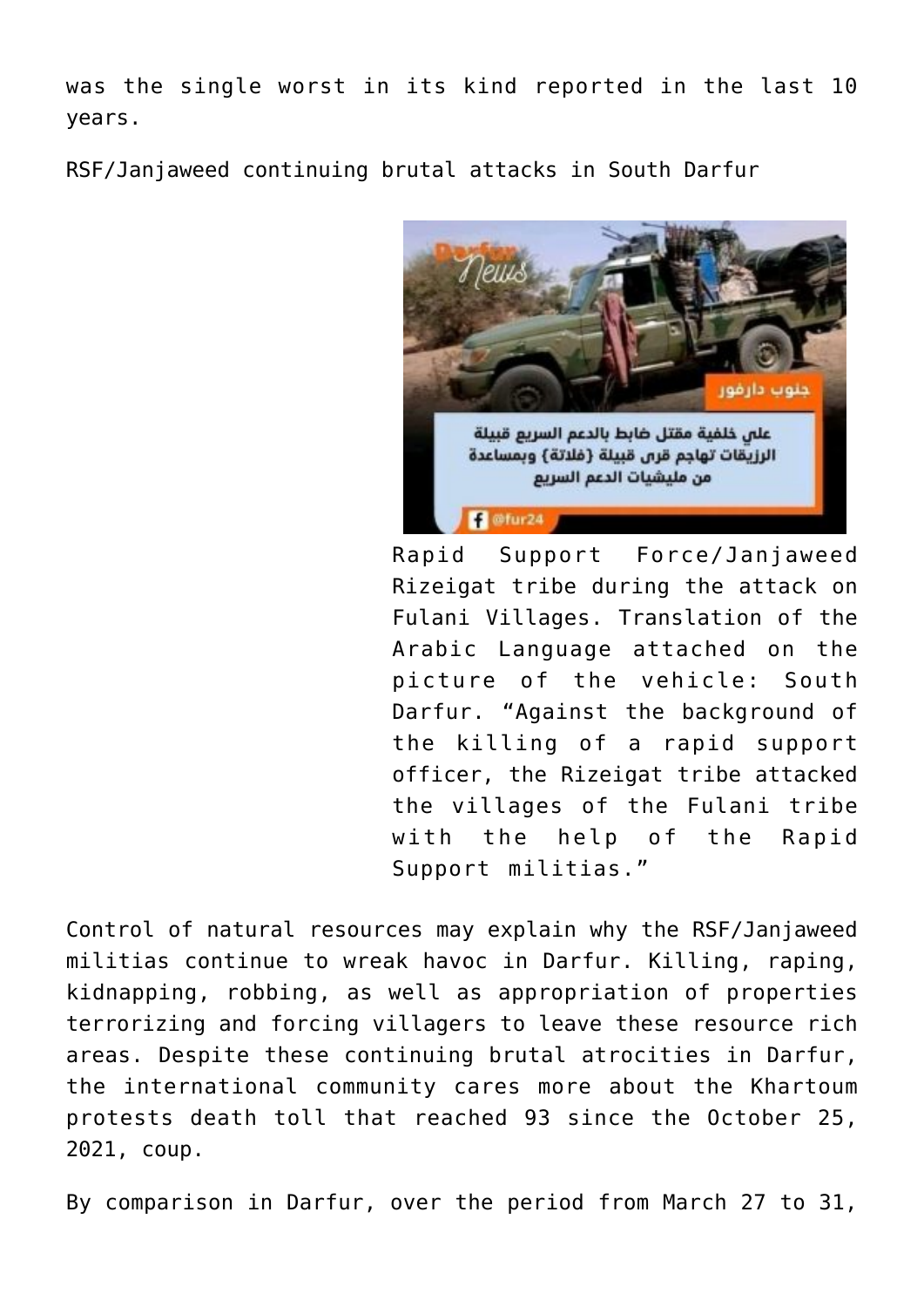was the single worst in its kind reported in the last 10 years.

RSF/Janjaweed continuing brutal attacks in South Darfur

Rapid Support Force/Janjaweed Rizeigat tribe during the attack on Fulani Villages. Translation of the Arabic Language attached on the picture of the vehicle: South Darfur. “Against the background of the killing of a rapid support officer, the Rizeigat tribe attacked the villages of the Fulani tribe with the help of the Rapid Support militias.”

Control of natural resources may explain why the RSF/Janjaweed militias continue to wreak havoc in Darfur. Killing, raping, kidnapping, robbing, as well as appropriation of properties terrorizing and forcing villagers to leave these resource rich areas. Despite these continuing brutal atrocities in Darfur, the international community cares more about the Khartoum protests death toll that reached 93 since the October 25, 2021, coup.

By comparison in Darfur, over the period from March 27 to 31,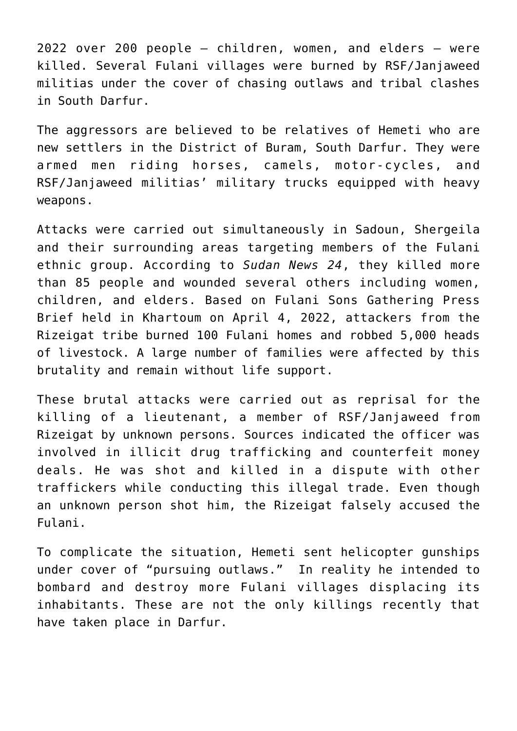2022 over 200 people – children, women, and elders – were killed. Several Fulani villages were burned by RSF/Janjaweed militias under the cover of chasing outlaws and tribal clashes in South Darfur.

The aggressors are believed to be relatives of Hemeti who are new settlers in the District of Buram, South Darfur. They were armed men riding horses, camels, motor-cycles, and RSF/Janjaweed militias' military trucks equipped with heavy weapons.

Attacks were carried out simultaneously in Sadoun, Shergeila and their surrounding areas targeting members of the Fulani ethnic group. According to *Sudan News 24*, they killed more than 85 people and wounded several others including women, children, and elders. Based on Fulani Sons Gathering Press Brief held in Khartoum on April 4, 2022, attackers from the Rizeigat tribe burned 100 Fulani homes and robbed 5,000 heads of livestock. A large number of families were affected by this brutality and remain without life support.

These brutal attacks were carried out as reprisal for the killing of a lieutenant, a member of RSF/Janjaweed from Rizeigat by unknown persons. Sources indicated the officer was involved in illicit drug trafficking and counterfeit money deals. He was shot and killed in a dispute with other traffickers while conducting this illegal trade. Even though an unknown person shot him, the Rizeigat falsely accused the Fulani.

To complicate the situation, Hemeti sent helicopter gunships under cover of "pursuing outlaws." In reality he intended to bombard and destroy more Fulani villages displacing its inhabitants. These are not the only killings recently that have taken place in Darfur.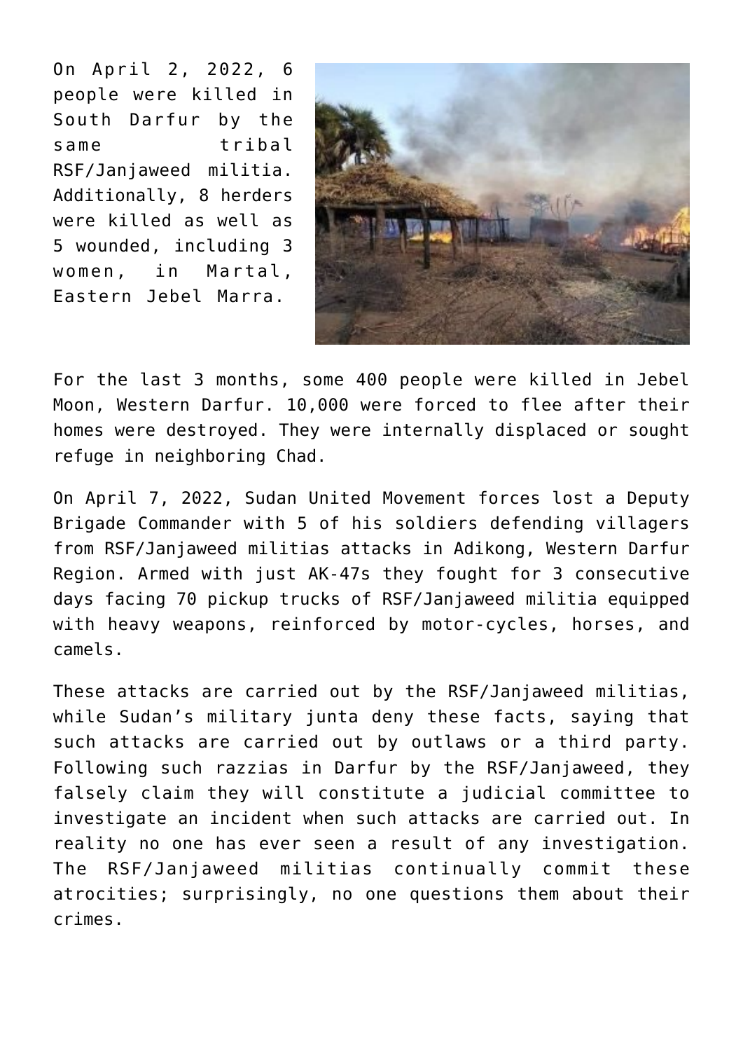On April 2, 2022, 6 people were killed in South Darfur by the same tribal RSF/Janjaweed militia. Additionally, 8 herders were killed as well as 5 wounded, including 3 women, in Martal, Eastern Jebel Marra.

For the last 3 months, some 400 people were killed in Jebel Moon, Western Darfur. 10,000 were forced to flee after their homes were destroyed. They were internally displaced or sought refuge in neighboring Chad.

On April 7, 2022, Sudan United Movement forces lost a Deputy Brigade Commander with 5 of his soldiers defending villagers from RSF/Janjaweed militias attacks in Adikong, Western Darfur Region. Armed with just AK-47s they fought for 3 consecutive days facing 70 pickup trucks of RSF/Janjaweed militia equipped with heavy weapons, reinforced by motor-cycles, horses, and camels.

These attacks are carried out by the RSF/Janjaweed militias, while Sudan's military junta deny these facts, saying that such attacks are carried out by outlaws or a third party. Following such razzias in Darfur by the RSF/Janjaweed, they falsely claim they will constitute a judicial committee to investigate an incident when such attacks are carried out. In reality no one has ever seen a result of any investigation. The RSF/Janjaweed militias continually commit these atrocities; surprisingly, no one questions them about their crimes.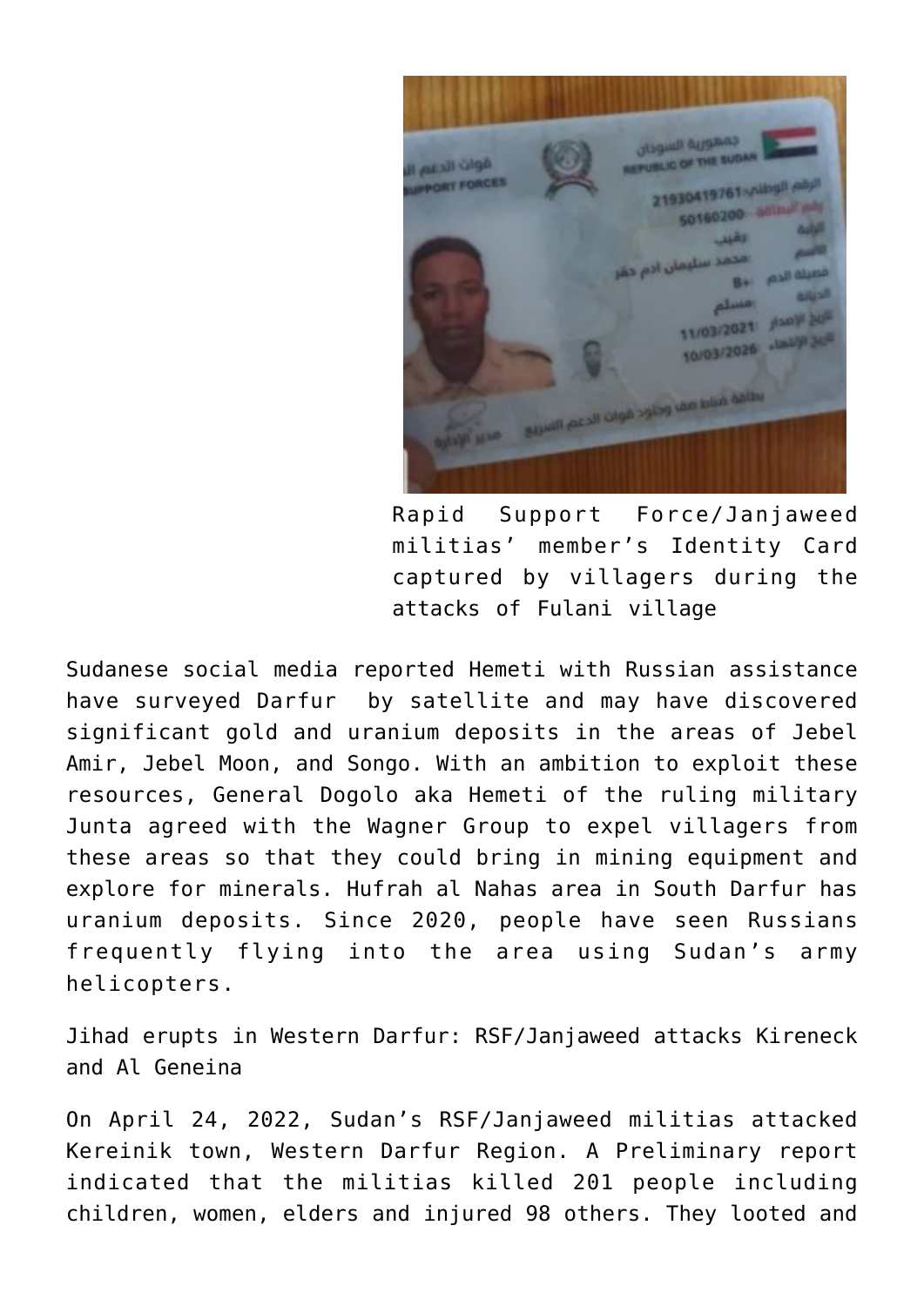Rapid Support Force/Janjaweed militias' member's Identity Card captured by villagers during the attacks of Fulani village

Sudanese social media reported Hemeti with Russian assistance have surveyed Darfur by satellite and may have discovered significant gold and uranium deposits in the areas of Jebel Amir, Jebel Moon, and Songo. With an ambition to exploit these resources, General Dogolo aka Hemeti of the ruling military Junta agreed with the Wagner Group to expel villagers from these areas so that they could bring in mining equipment and explore for minerals. Hufrah al Nahas area in South Darfur has uranium deposits. Since 2020, people have seen Russians frequently flying into the area using Sudan's army helicopters.

Jihad erupts in Western Darfur: RSF/Janjaweed attacks Kireneck and Al Geneina

On April 24, 2022, Sudan's RSF/Janjaweed militias attacked Kereinik town, Western Darfur Region. A Preliminary report indicated that the militias killed 201 people including children, women, elders and injured 98 others. They looted and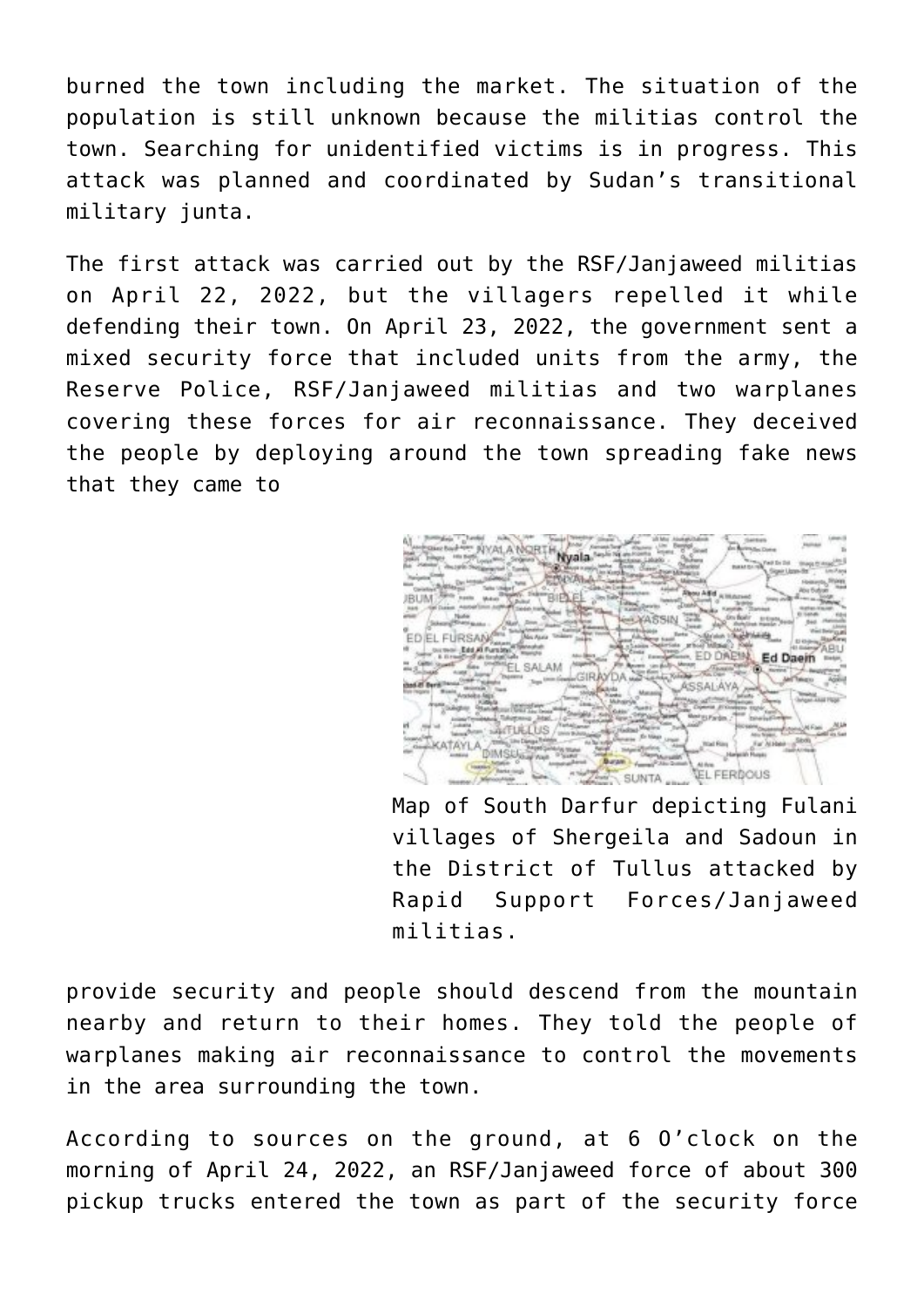burned the town including the market. The situation of the population is still unknown because the militias control the town. Searching for unidentified victims is in progress. This attack was planned and coordinated by Sudan's transitional military junta.

The first attack was carried out by the RSF/Janjaweed militias on April 22, 2022, but the villagers repelled it while defending their town. On April 23, 2022, the government sent a mixed security force that included units from the army, the Reserve Police, RSF/Janjaweed militias and two warplanes covering these forces for air reconnaissance. They deceived the people by deploying around the town spreading fake news that they came to

Map of South Darfur depicting Fulani villages of Shergeila and Sadoun in the District of Tullus attacked by Rapid Support Forces/Janjaweed militias.

provide security and people should descend from the mountain nearby and return to their homes. They told the people of warplanes making air reconnaissance to control the movements in the area surrounding the town.

According to sources on the ground, at 6 O'clock on the morning of April 24, 2022, an RSF/Janjaweed force of about 300 pickup trucks entered the town as part of the security force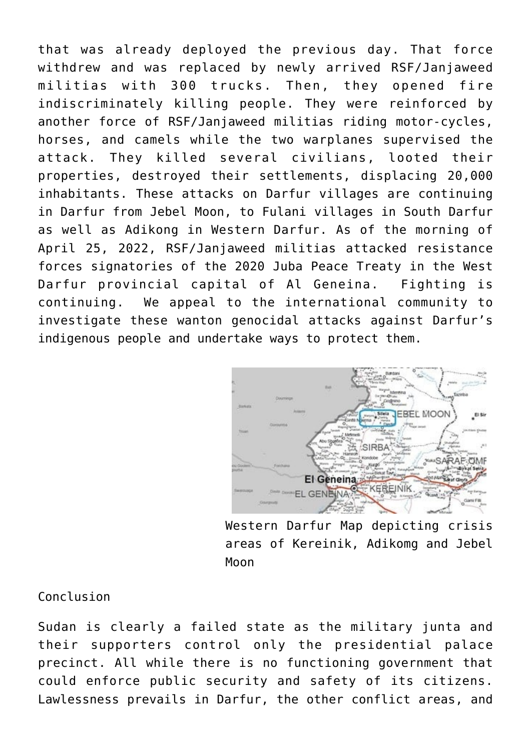that was already deployed the previous day. That force withdrew and was replaced by newly arrived RSF/Janjaweed militias with 300 trucks. Then, they opened fire indiscriminately killing people. They were reinforced by another force of RSF/Janjaweed militias riding motor-cycles, horses, and camels while the two warplanes supervised the attack. They killed several civilians, looted their properties, destroyed their settlements, displacing 20,000 inhabitants. These attacks on Darfur villages are continuing in Darfur from Jebel Moon, to Fulani villages in South Darfur as well as Adikong in Western Darfur. As of the morning of April 25, 2022, RSF/Janjaweed militias attacked resistance forces signatories of the 2020 Juba Peace Treaty in the West Darfur provincial capital of Al Geneina. Fighting is continuing. We appeal to the international community to investigate these wanton genocidal attacks against Darfur's indigenous people and undertake ways to protect them.

Western Darfur Map depicting crisis areas of Kereinik, Adikomg and Jebel Moon

Conclusion

Sudan is clearly a failed state as the military junta and their supporters control only the presidential palace precinct. All while there is no functioning government that could enforce public security and safety of its citizens. Lawlessness prevails in Darfur, the other conflict areas, and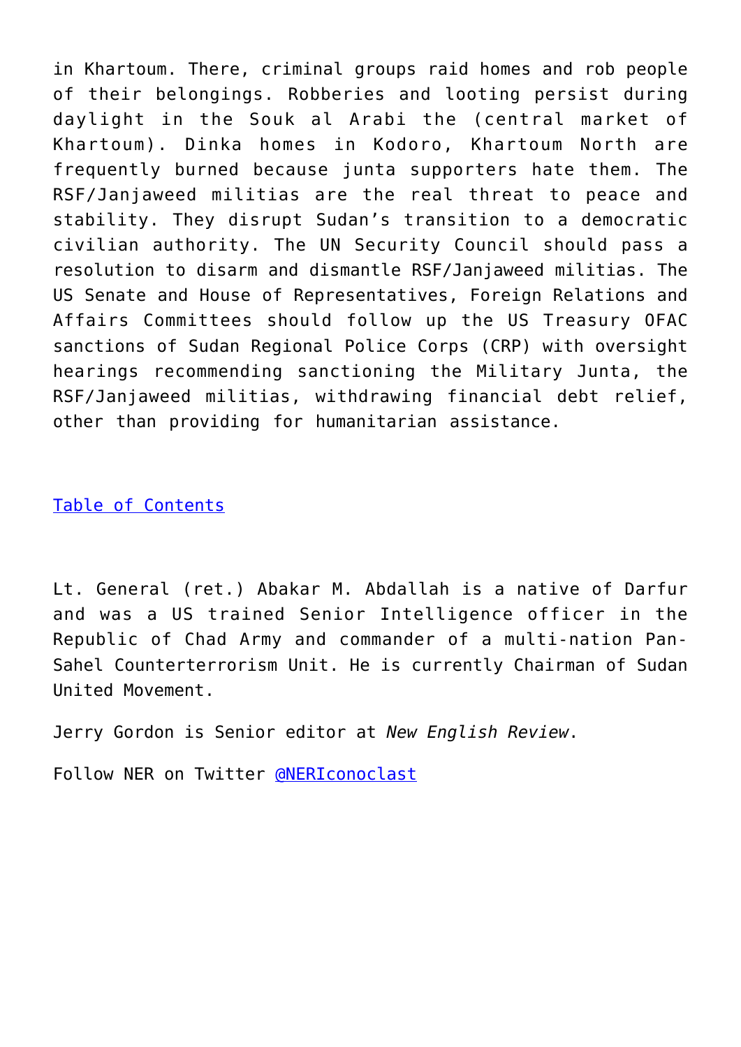in Khartoum. There, criminal groups raid homes and rob people of their belongings. Robberies and looting persist during daylight in the Souk al Arabi the (central market of Khartoum). Dinka homes in Kodoro, Khartoum North are frequently burned because junta supporters hate them. The RSF/Janjaweed militias are the real threat to peace and stability. They disrupt Sudan's transition to a democratic civilian authority. The UN Security Council should pass a resolution to disarm and dismantle RSF/Janjaweed militias. The US Senate and House of Representatives, Foreign Relations and Affairs Committees should follow up the US Treasury OFAC sanctions of Sudan Regional Police Corps (CRP) with oversight hearings recommending sanctioning the Military Junta, the RSF/Janjaweed militias, withdrawing financial debt relief, other than providing for humanitarian assistance.

Table of Contents

Lt. General (ret.) Abakar M. Abdallah is a native of Darfur and was a US trained Senior Intelligence officer in the Republic of Chad Army and commander of a multi-nation Pan-Sahel Counterterrorism Unit. He is currently Chairman of Sudan United Movement.

Jerry Gordon is Senior editor at *New English Review*.

Follow NER on Twitter @NERIconoclast